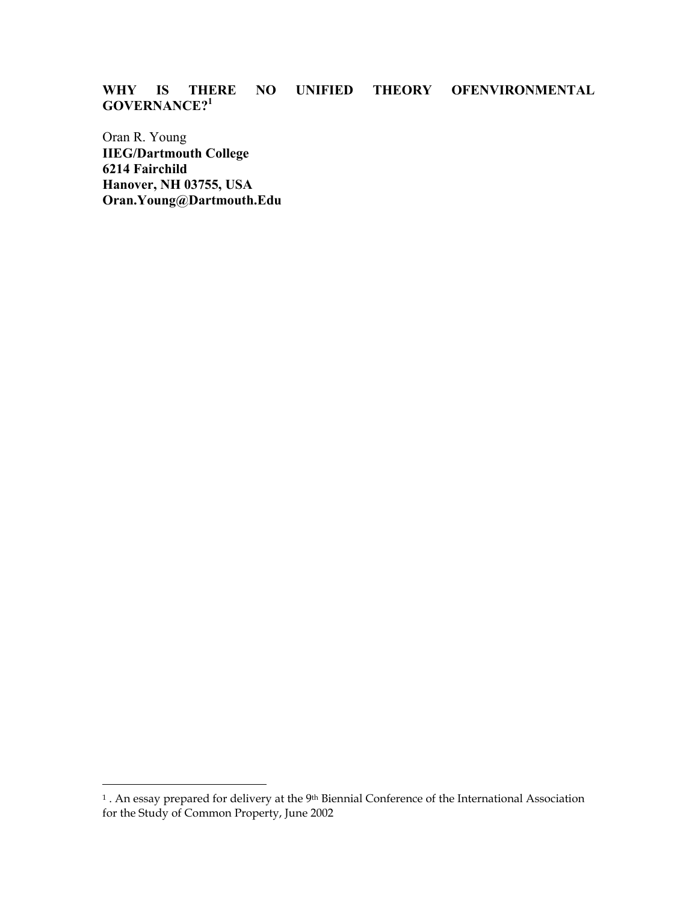# WHY IS THERE NO UNIFIED THEORY OFENVIRONMENTAL GOVERNANCE?[1]

Oran R. Young
**IIEG/Dartmouth College**
**6214 Fairchild**
**Hanover, NH 03755, USA**
**Oran.Young@Dartmouth.Edu**

---

[1] . An essay prepared for delivery at the 9th Biennial Conference of the International Association for the Study of Common Property, June 2002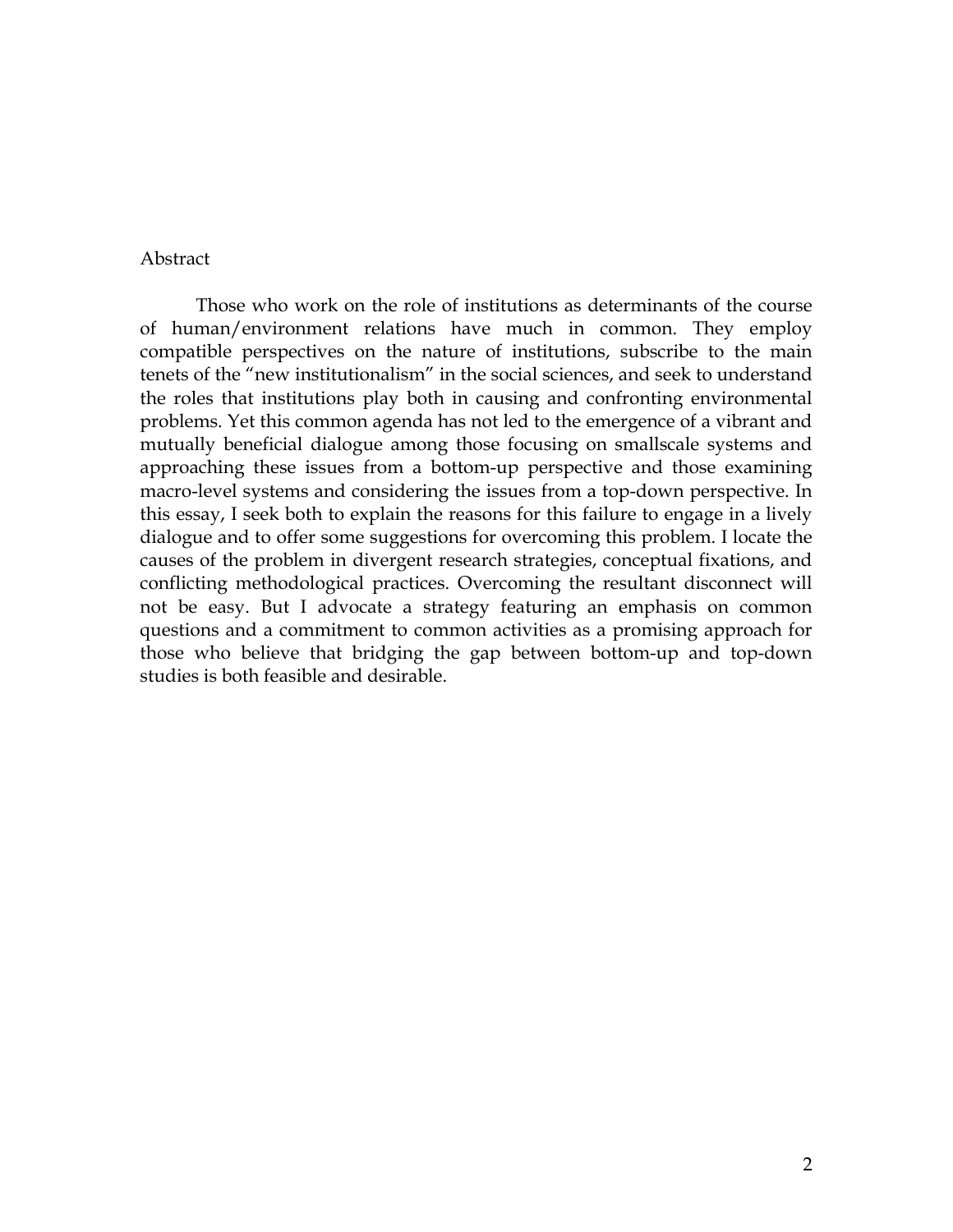Abstract

Those who work on the role of institutions as determinants of the course of human/environment relations have much in common. They employ compatible perspectives on the nature of institutions, subscribe to the main tenets of the "new institutionalism" in the social sciences, and seek to understand the roles that institutions play both in causing and confronting environmental problems. Yet this common agenda has not led to the emergence of a vibrant and mutually beneficial dialogue among those focusing on smallscale systems and approaching these issues from a bottom-up perspective and those examining macro-level systems and considering the issues from a top-down perspective. In this essay, I seek both to explain the reasons for this failure to engage in a lively dialogue and to offer some suggestions for overcoming this problem. I locate the causes of the problem in divergent research strategies, conceptual fixations, and conflicting methodological practices. Overcoming the resultant disconnect will not be easy. But I advocate a strategy featuring an emphasis on common questions and a commitment to common activities as a promising approach for those who believe that bridging the gap between bottom-up and top-down studies is both feasible and desirable.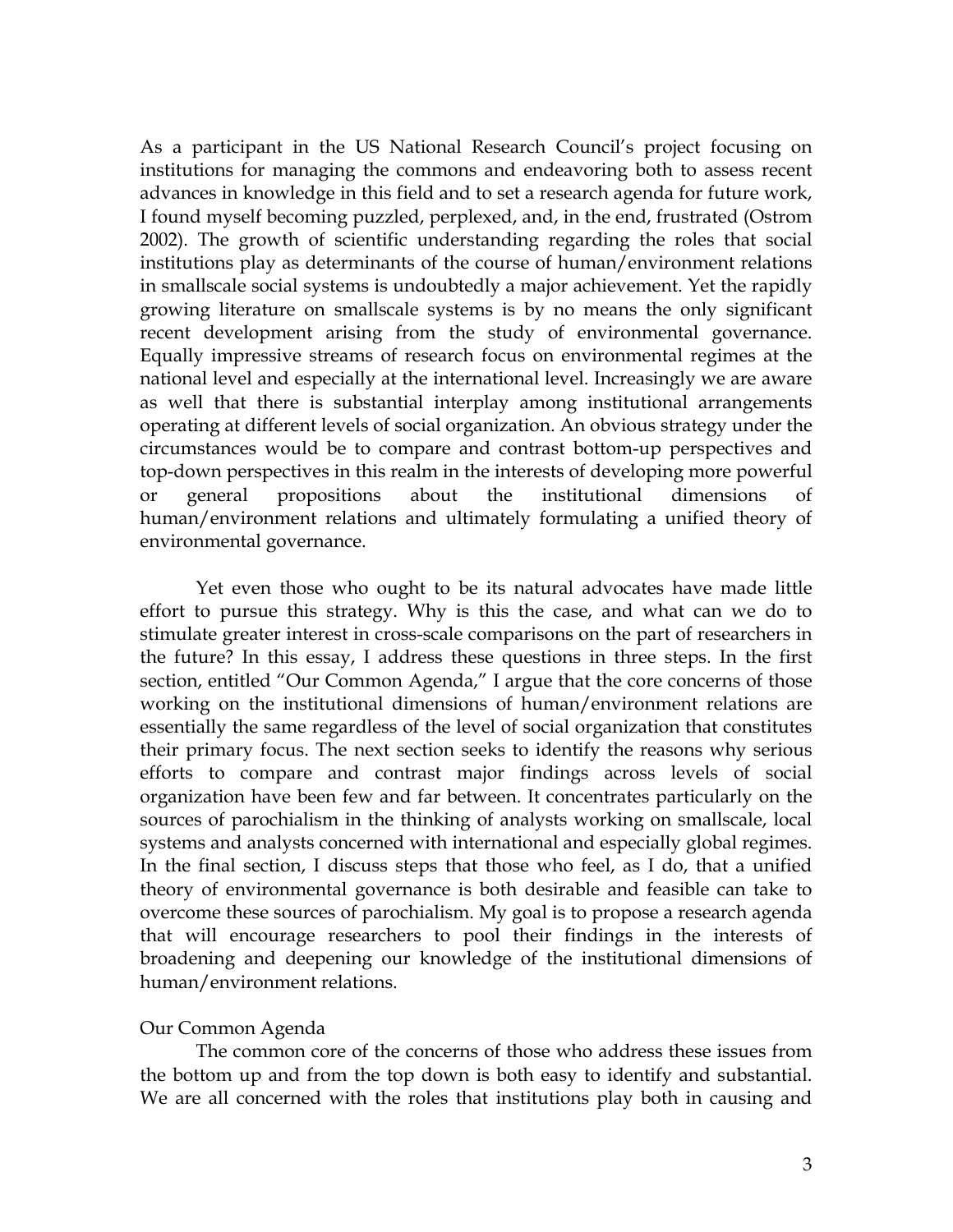As a participant in the US National Research Council's project focusing on institutions for managing the commons and endeavoring both to assess recent advances in knowledge in this field and to set a research agenda for future work, I found myself becoming puzzled, perplexed, and, in the end, frustrated (Ostrom 2002). The growth of scientific understanding regarding the roles that social institutions play as determinants of the course of human/environment relations in smallscale social systems is undoubtedly a major achievement. Yet the rapidly growing literature on smallscale systems is by no means the only significant recent development arising from the study of environmental governance. Equally impressive streams of research focus on environmental regimes at the national level and especially at the international level. Increasingly we are aware as well that there is substantial interplay among institutional arrangements operating at different levels of social organization. An obvious strategy under the circumstances would be to compare and contrast bottom-up perspectives and top-down perspectives in this realm in the interests of developing more powerful or general propositions about the institutional dimensions of human/environment relations and ultimately formulating a unified theory of environmental governance.

Yet even those who ought to be its natural advocates have made little effort to pursue this strategy. Why is this the case, and what can we do to stimulate greater interest in cross-scale comparisons on the part of researchers in the future? In this essay, I address these questions in three steps. In the first section, entitled "Our Common Agenda," I argue that the core concerns of those working on the institutional dimensions of human/environment relations are essentially the same regardless of the level of social organization that constitutes their primary focus. The next section seeks to identify the reasons why serious efforts to compare and contrast major findings across levels of social organization have been few and far between. It concentrates particularly on the sources of parochialism in the thinking of analysts working on smallscale, local systems and analysts concerned with international and especially global regimes. In the final section, I discuss steps that those who feel, as I do, that a unified theory of environmental governance is both desirable and feasible can take to overcome these sources of parochialism. My goal is to propose a research agenda that will encourage researchers to pool their findings in the interests of broadening and deepening our knowledge of the institutional dimensions of human/environment relations.

## Our Common Agenda

The common core of the concerns of those who address these issues from the bottom up and from the top down is both easy to identify and substantial. We are all concerned with the roles that institutions play both in causing and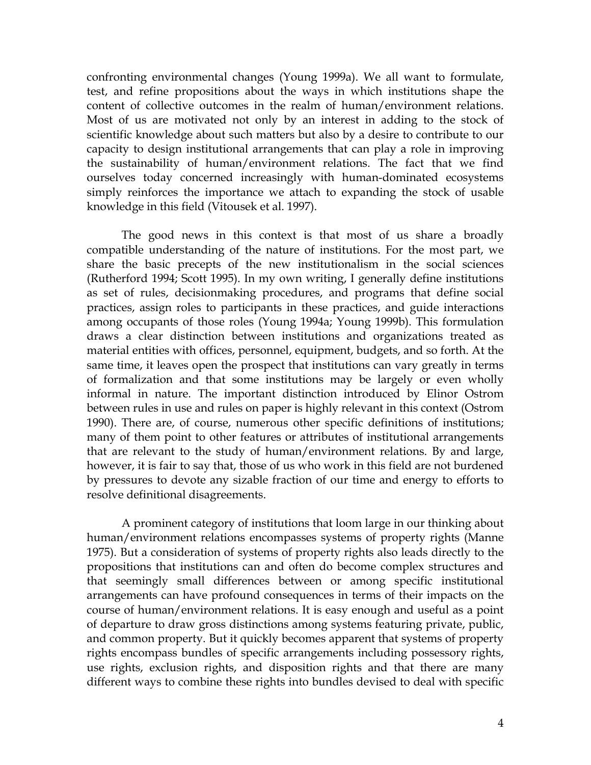confronting environmental changes (Young 1999a). We all want to formulate, test, and refine propositions about the ways in which institutions shape the content of collective outcomes in the realm of human/environment relations. Most of us are motivated not only by an interest in adding to the stock of scientific knowledge about such matters but also by a desire to contribute to our capacity to design institutional arrangements that can play a role in improving the sustainability of human/environment relations. The fact that we find ourselves today concerned increasingly with human-dominated ecosystems simply reinforces the importance we attach to expanding the stock of usable knowledge in this field (Vitousek et al. 1997).

The good news in this context is that most of us share a broadly compatible understanding of the nature of institutions. For the most part, we share the basic precepts of the new institutionalism in the social sciences (Rutherford 1994; Scott 1995). In my own writing, I generally define institutions as set of rules, decisionmaking procedures, and programs that define social practices, assign roles to participants in these practices, and guide interactions among occupants of those roles (Young 1994a; Young 1999b). This formulation draws a clear distinction between institutions and organizations treated as material entities with offices, personnel, equipment, budgets, and so forth. At the same time, it leaves open the prospect that institutions can vary greatly in terms of formalization and that some institutions may be largely or even wholly informal in nature. The important distinction introduced by Elinor Ostrom between rules in use and rules on paper is highly relevant in this context (Ostrom 1990). There are, of course, numerous other specific definitions of institutions; many of them point to other features or attributes of institutional arrangements that are relevant to the study of human/environment relations. By and large, however, it is fair to say that, those of us who work in this field are not burdened by pressures to devote any sizable fraction of our time and energy to efforts to resolve definitional disagreements.

A prominent category of institutions that loom large in our thinking about human/environment relations encompasses systems of property rights (Manne 1975). But a consideration of systems of property rights also leads directly to the propositions that institutions can and often do become complex structures and that seemingly small differences between or among specific institutional arrangements can have profound consequences in terms of their impacts on the course of human/environment relations. It is easy enough and useful as a point of departure to draw gross distinctions among systems featuring private, public, and common property. But it quickly becomes apparent that systems of property rights encompass bundles of specific arrangements including possessory rights, use rights, exclusion rights, and disposition rights and that there are many different ways to combine these rights into bundles devised to deal with specific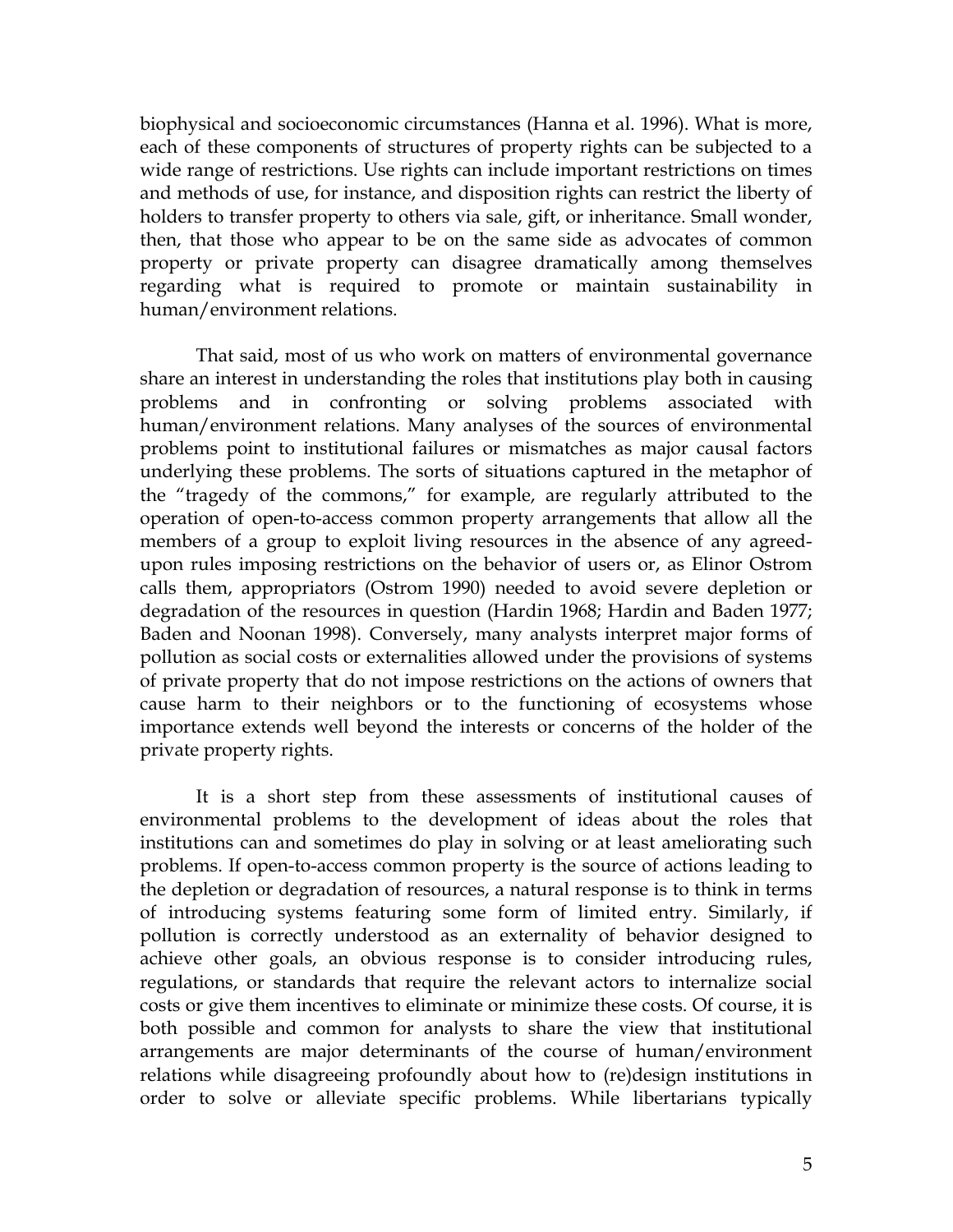biophysical and socioeconomic circumstances (Hanna et al. 1996). What is more, each of these components of structures of property rights can be subjected to a wide range of restrictions. Use rights can include important restrictions on times and methods of use, for instance, and disposition rights can restrict the liberty of holders to transfer property to others via sale, gift, or inheritance. Small wonder, then, that those who appear to be on the same side as advocates of common property or private property can disagree dramatically among themselves regarding what is required to promote or maintain sustainability in human/environment relations.

That said, most of us who work on matters of environmental governance share an interest in understanding the roles that institutions play both in causing problems and in confronting or solving problems associated with human/environment relations. Many analyses of the sources of environmental problems point to institutional failures or mismatches as major causal factors underlying these problems. The sorts of situations captured in the metaphor of the "tragedy of the commons," for example, are regularly attributed to the operation of open-to-access common property arrangements that allow all the members of a group to exploit living resources in the absence of any agreed-upon rules imposing restrictions on the behavior of users or, as Elinor Ostrom calls them, appropriators (Ostrom 1990) needed to avoid severe depletion or degradation of the resources in question (Hardin 1968; Hardin and Baden 1977; Baden and Noonan 1998). Conversely, many analysts interpret major forms of pollution as social costs or externalities allowed under the provisions of systems of private property that do not impose restrictions on the actions of owners that cause harm to their neighbors or to the functioning of ecosystems whose importance extends well beyond the interests or concerns of the holder of the private property rights.

It is a short step from these assessments of institutional causes of environmental problems to the development of ideas about the roles that institutions can and sometimes do play in solving or at least ameliorating such problems. If open-to-access common property is the source of actions leading to the depletion or degradation of resources, a natural response is to think in terms of introducing systems featuring some form of limited entry. Similarly, if pollution is correctly understood as an externality of behavior designed to achieve other goals, an obvious response is to consider introducing rules, regulations, or standards that require the relevant actors to internalize social costs or give them incentives to eliminate or minimize these costs. Of course, it is both possible and common for analysts to share the view that institutional arrangements are major determinants of the course of human/environment relations while disagreeing profoundly about how to (re)design institutions in order to solve or alleviate specific problems. While libertarians typically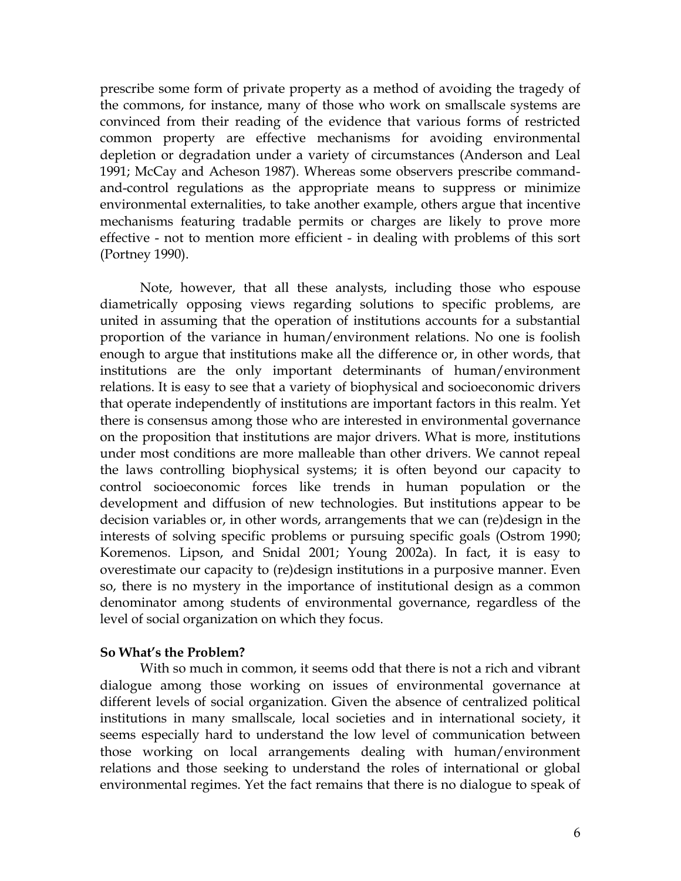prescribe some form of private property as a method of avoiding the tragedy of the commons, for instance, many of those who work on smallscale systems are convinced from their reading of the evidence that various forms of restricted common property are effective mechanisms for avoiding environmental depletion or degradation under a variety of circumstances (Anderson and Leal 1991; McCay and Acheson 1987). Whereas some observers prescribe command-and-control regulations as the appropriate means to suppress or minimize environmental externalities, to take another example, others argue that incentive mechanisms featuring tradable permits or charges are likely to prove more effective - not to mention more efficient - in dealing with problems of this sort (Portney 1990).

Note, however, that all these analysts, including those who espouse diametrically opposing views regarding solutions to specific problems, are united in assuming that the operation of institutions accounts for a substantial proportion of the variance in human/environment relations. No one is foolish enough to argue that institutions make all the difference or, in other words, that institutions are the only important determinants of human/environment relations. It is easy to see that a variety of biophysical and socioeconomic drivers that operate independently of institutions are important factors in this realm. Yet there is consensus among those who are interested in environmental governance on the proposition that institutions are major drivers. What is more, institutions under most conditions are more malleable than other drivers. We cannot repeal the laws controlling biophysical systems; it is often beyond our capacity to control socioeconomic forces like trends in human population or the development and diffusion of new technologies. But institutions appear to be decision variables or, in other words, arrangements that we can (re)design in the interests of solving specific problems or pursuing specific goals (Ostrom 1990; Koremenos. Lipson, and Snidal 2001; Young 2002a). In fact, it is easy to overestimate our capacity to (re)design institutions in a purposive manner. Even so, there is no mystery in the importance of institutional design as a common denominator among students of environmental governance, regardless of the level of social organization on which they focus.

**So What's the Problem?**

With so much in common, it seems odd that there is not a rich and vibrant dialogue among those working on issues of environmental governance at different levels of social organization. Given the absence of centralized political institutions in many smallscale, local societies and in international society, it seems especially hard to understand the low level of communication between those working on local arrangements dealing with human/environment relations and those seeking to understand the roles of international or global environmental regimes. Yet the fact remains that there is no dialogue to speak of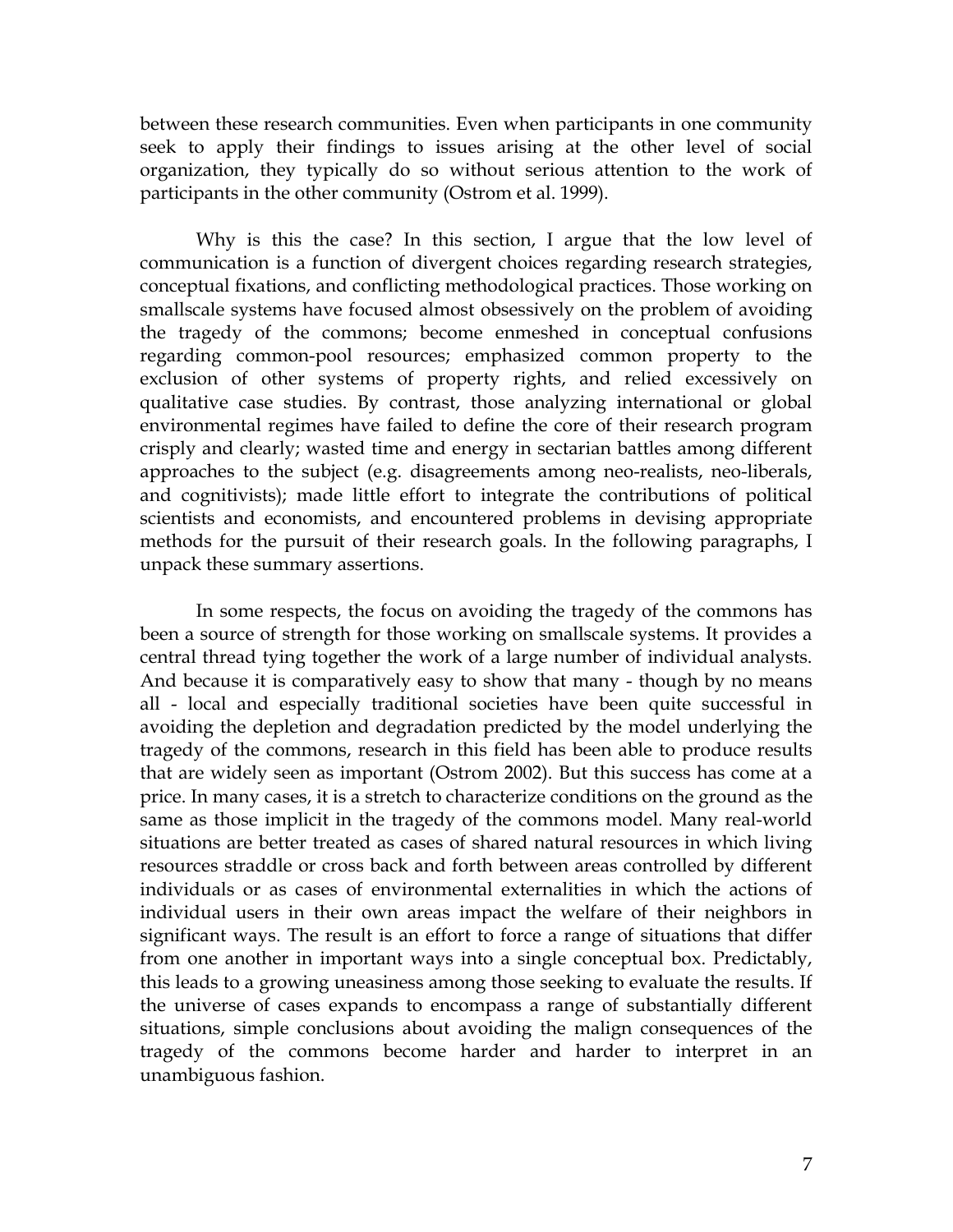between these research communities. Even when participants in one community seek to apply their findings to issues arising at the other level of social organization, they typically do so without serious attention to the work of participants in the other community (Ostrom et al. 1999).

Why is this the case? In this section, I argue that the low level of communication is a function of divergent choices regarding research strategies, conceptual fixations, and conflicting methodological practices. Those working on smallscale systems have focused almost obsessively on the problem of avoiding the tragedy of the commons; become enmeshed in conceptual confusions regarding common-pool resources; emphasized common property to the exclusion of other systems of property rights, and relied excessively on qualitative case studies. By contrast, those analyzing international or global environmental regimes have failed to define the core of their research program crisply and clearly; wasted time and energy in sectarian battles among different approaches to the subject (e.g. disagreements among neo-realists, neo-liberals, and cognitivists); made little effort to integrate the contributions of political scientists and economists, and encountered problems in devising appropriate methods for the pursuit of their research goals. In the following paragraphs, I unpack these summary assertions.

In some respects, the focus on avoiding the tragedy of the commons has been a source of strength for those working on smallscale systems. It provides a central thread tying together the work of a large number of individual analysts. And because it is comparatively easy to show that many - though by no means all - local and especially traditional societies have been quite successful in avoiding the depletion and degradation predicted by the model underlying the tragedy of the commons, research in this field has been able to produce results that are widely seen as important (Ostrom 2002). But this success has come at a price. In many cases, it is a stretch to characterize conditions on the ground as the same as those implicit in the tragedy of the commons model. Many real-world situations are better treated as cases of shared natural resources in which living resources straddle or cross back and forth between areas controlled by different individuals or as cases of environmental externalities in which the actions of individual users in their own areas impact the welfare of their neighbors in significant ways. The result is an effort to force a range of situations that differ from one another in important ways into a single conceptual box. Predictably, this leads to a growing uneasiness among those seeking to evaluate the results. If the universe of cases expands to encompass a range of substantially different situations, simple conclusions about avoiding the malign consequences of the tragedy of the commons become harder and harder to interpret in an unambiguous fashion.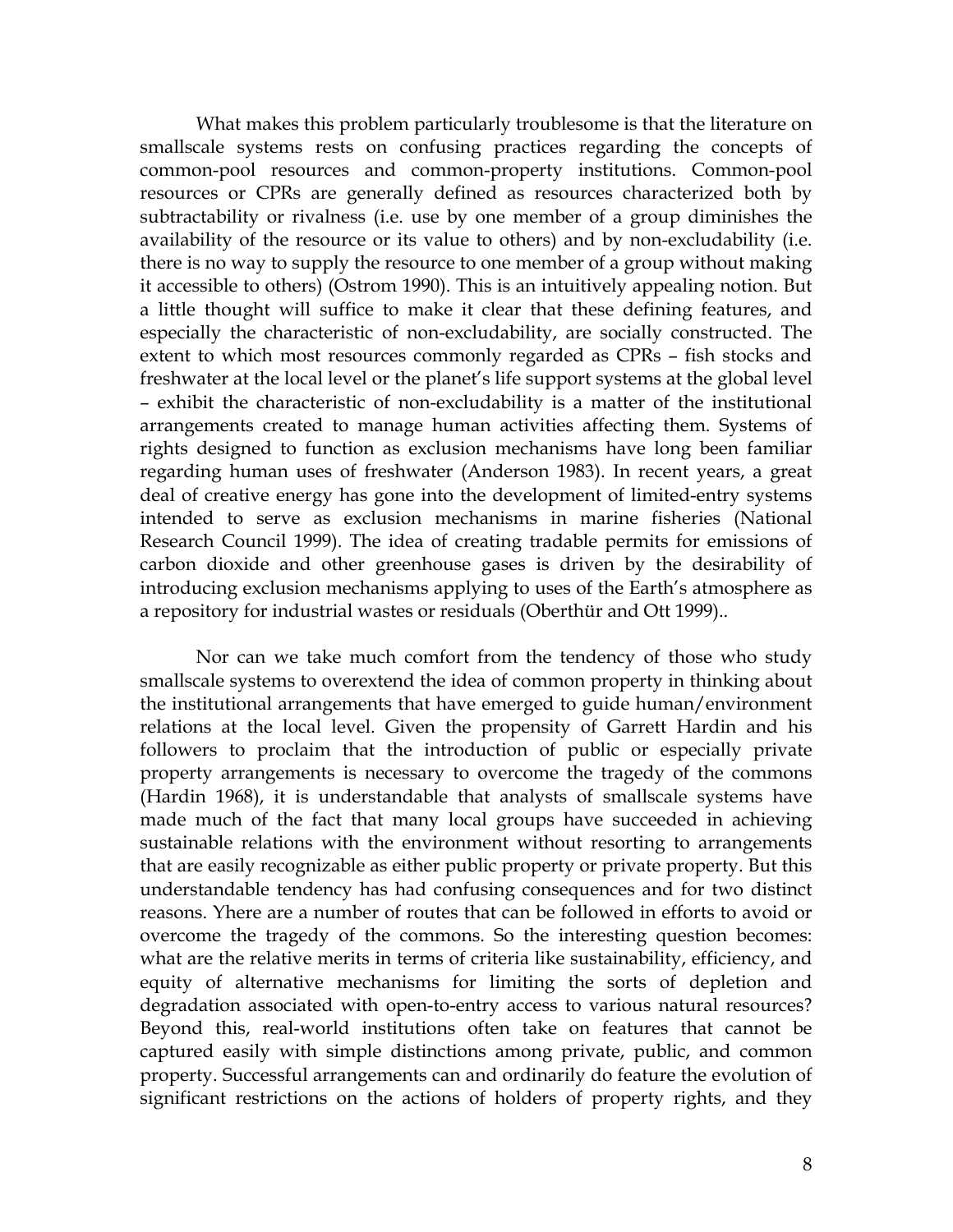What makes this problem particularly troublesome is that the literature on smallscale systems rests on confusing practices regarding the concepts of common-pool resources and common-property institutions. Common-pool resources or CPRs are generally defined as resources characterized both by subtractability or rivalness (i.e. use by one member of a group diminishes the availability of the resource or its value to others) and by non-excludability (i.e. there is no way to supply the resource to one member of a group without making it accessible to others) (Ostrom 1990). This is an intuitively appealing notion. But a little thought will suffice to make it clear that these defining features, and especially the characteristic of non-excludability, are socially constructed. The extent to which most resources commonly regarded as CPRs – fish stocks and freshwater at the local level or the planet's life support systems at the global level – exhibit the characteristic of non-excludability is a matter of the institutional arrangements created to manage human activities affecting them. Systems of rights designed to function as exclusion mechanisms have long been familiar regarding human uses of freshwater (Anderson 1983). In recent years, a great deal of creative energy has gone into the development of limited-entry systems intended to serve as exclusion mechanisms in marine fisheries (National Research Council 1999). The idea of creating tradable permits for emissions of carbon dioxide and other greenhouse gases is driven by the desirability of introducing exclusion mechanisms applying to uses of the Earth's atmosphere as a repository for industrial wastes or residuals (Oberthür and Ott 1999)..

Nor can we take much comfort from the tendency of those who study smallscale systems to overextend the idea of common property in thinking about the institutional arrangements that have emerged to guide human/environment relations at the local level. Given the propensity of Garrett Hardin and his followers to proclaim that the introduction of public or especially private property arrangements is necessary to overcome the tragedy of the commons (Hardin 1968), it is understandable that analysts of smallscale systems have made much of the fact that many local groups have succeeded in achieving sustainable relations with the environment without resorting to arrangements that are easily recognizable as either public property or private property. But this understandable tendency has had confusing consequences and for two distinct reasons. Yhere are a number of routes that can be followed in efforts to avoid or overcome the tragedy of the commons. So the interesting question becomes: what are the relative merits in terms of criteria like sustainability, efficiency, and equity of alternative mechanisms for limiting the sorts of depletion and degradation associated with open-to-entry access to various natural resources? Beyond this, real-world institutions often take on features that cannot be captured easily with simple distinctions among private, public, and common property. Successful arrangements can and ordinarily do feature the evolution of significant restrictions on the actions of holders of property rights, and they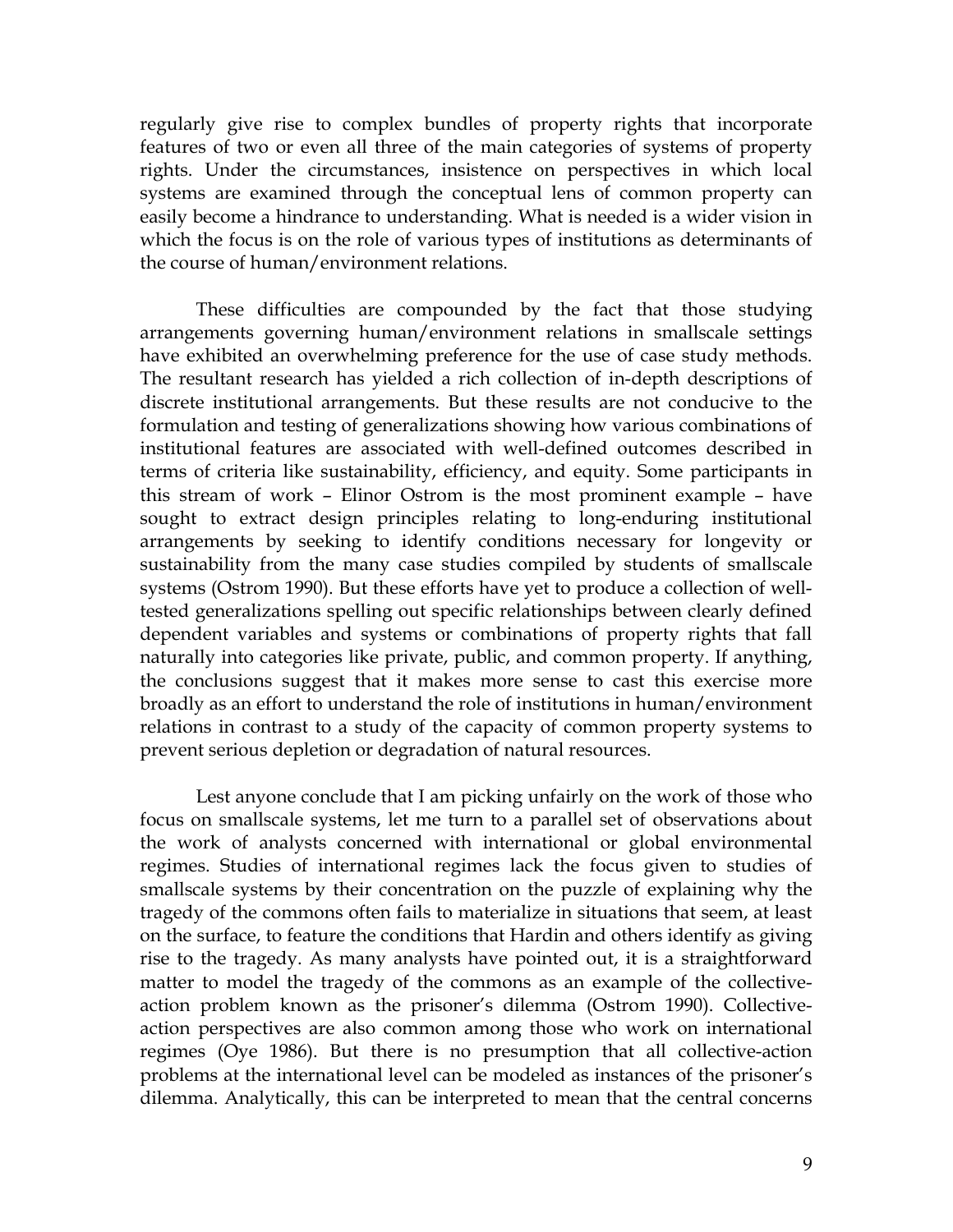regularly give rise to complex bundles of property rights that incorporate features of two or even all three of the main categories of systems of property rights. Under the circumstances, insistence on perspectives in which local systems are examined through the conceptual lens of common property can easily become a hindrance to understanding. What is needed is a wider vision in which the focus is on the role of various types of institutions as determinants of the course of human/environment relations.

These difficulties are compounded by the fact that those studying arrangements governing human/environment relations in smallscale settings have exhibited an overwhelming preference for the use of case study methods. The resultant research has yielded a rich collection of in-depth descriptions of discrete institutional arrangements. But these results are not conducive to the formulation and testing of generalizations showing how various combinations of institutional features are associated with well-defined outcomes described in terms of criteria like sustainability, efficiency, and equity. Some participants in this stream of work – Elinor Ostrom is the most prominent example – have sought to extract design principles relating to long-enduring institutional arrangements by seeking to identify conditions necessary for longevity or sustainability from the many case studies compiled by students of smallscale systems (Ostrom 1990). But these efforts have yet to produce a collection of well-tested generalizations spelling out specific relationships between clearly defined dependent variables and systems or combinations of property rights that fall naturally into categories like private, public, and common property. If anything, the conclusions suggest that it makes more sense to cast this exercise more broadly as an effort to understand the role of institutions in human/environment relations in contrast to a study of the capacity of common property systems to prevent serious depletion or degradation of natural resources.

Lest anyone conclude that I am picking unfairly on the work of those who focus on smallscale systems, let me turn to a parallel set of observations about the work of analysts concerned with international or global environmental regimes. Studies of international regimes lack the focus given to studies of smallscale systems by their concentration on the puzzle of explaining why the tragedy of the commons often fails to materialize in situations that seem, at least on the surface, to feature the conditions that Hardin and others identify as giving rise to the tragedy. As many analysts have pointed out, it is a straightforward matter to model the tragedy of the commons as an example of the collective-action problem known as the prisoner's dilemma (Ostrom 1990). Collective-action perspectives are also common among those who work on international regimes (Oye 1986). But there is no presumption that all collective-action problems at the international level can be modeled as instances of the prisoner's dilemma. Analytically, this can be interpreted to mean that the central concerns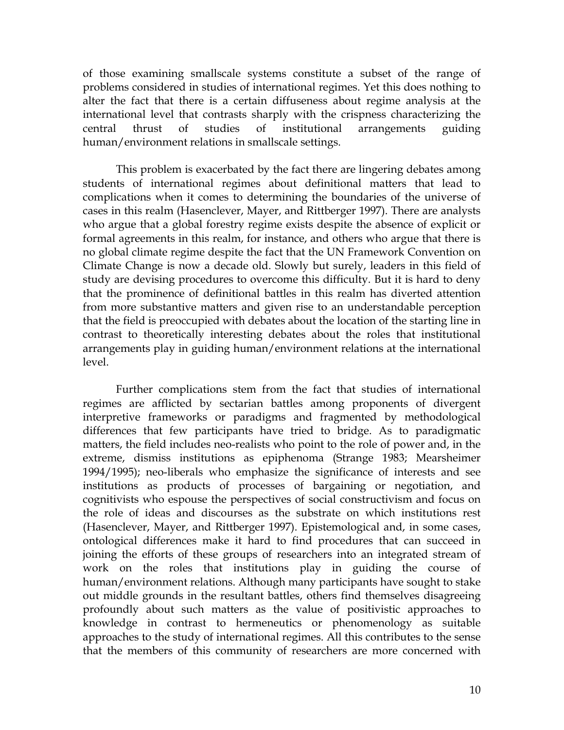of those examining smallscale systems constitute a subset of the range of problems considered in studies of international regimes. Yet this does nothing to alter the fact that there is a certain diffuseness about regime analysis at the international level that contrasts sharply with the crispness characterizing the central thrust of studies of institutional arrangements guiding human/environment relations in smallscale settings.

This problem is exacerbated by the fact there are lingering debates among students of international regimes about definitional matters that lead to complications when it comes to determining the boundaries of the universe of cases in this realm (Hasenclever, Mayer, and Rittberger 1997). There are analysts who argue that a global forestry regime exists despite the absence of explicit or formal agreements in this realm, for instance, and others who argue that there is no global climate regime despite the fact that the UN Framework Convention on Climate Change is now a decade old. Slowly but surely, leaders in this field of study are devising procedures to overcome this difficulty. But it is hard to deny that the prominence of definitional battles in this realm has diverted attention from more substantive matters and given rise to an understandable perception that the field is preoccupied with debates about the location of the starting line in contrast to theoretically interesting debates about the roles that institutional arrangements play in guiding human/environment relations at the international level.

Further complications stem from the fact that studies of international regimes are afflicted by sectarian battles among proponents of divergent interpretive frameworks or paradigms and fragmented by methodological differences that few participants have tried to bridge. As to paradigmatic matters, the field includes neo-realists who point to the role of power and, in the extreme, dismiss institutions as epiphenoma (Strange 1983; Mearsheimer 1994/1995); neo-liberals who emphasize the significance of interests and see institutions as products of processes of bargaining or negotiation, and cognitivists who espouse the perspectives of social constructivism and focus on the role of ideas and discourses as the substrate on which institutions rest (Hasenclever, Mayer, and Rittberger 1997). Epistemological and, in some cases, ontological differences make it hard to find procedures that can succeed in joining the efforts of these groups of researchers into an integrated stream of work on the roles that institutions play in guiding the course of human/environment relations. Although many participants have sought to stake out middle grounds in the resultant battles, others find themselves disagreeing profoundly about such matters as the value of positivistic approaches to knowledge in contrast to hermeneutics or phenomenology as suitable approaches to the study of international regimes. All this contributes to the sense that the members of this community of researchers are more concerned with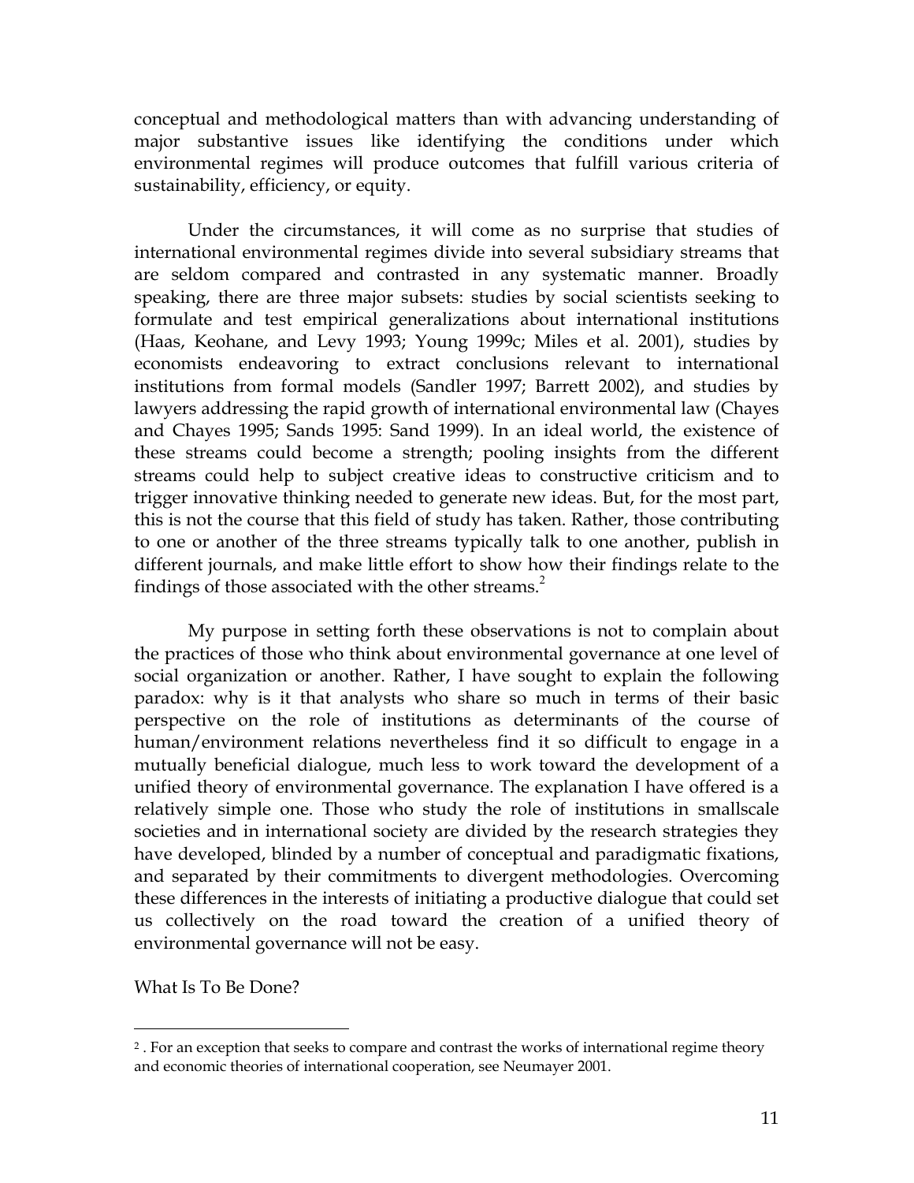conceptual and methodological matters than with advancing understanding of major substantive issues like identifying the conditions under which environmental regimes will produce outcomes that fulfill various criteria of sustainability, efficiency, or equity.

Under the circumstances, it will come as no surprise that studies of international environmental regimes divide into several subsidiary streams that are seldom compared and contrasted in any systematic manner. Broadly speaking, there are three major subsets: studies by social scientists seeking to formulate and test empirical generalizations about international institutions (Haas, Keohane, and Levy 1993; Young 1999c; Miles et al. 2001), studies by economists endeavoring to extract conclusions relevant to international institutions from formal models (Sandler 1997; Barrett 2002), and studies by lawyers addressing the rapid growth of international environmental law (Chayes and Chayes 1995; Sands 1995: Sand 1999). In an ideal world, the existence of these streams could become a strength; pooling insights from the different streams could help to subject creative ideas to constructive criticism and to trigger innovative thinking needed to generate new ideas. But, for the most part, this is not the course that this field of study has taken. Rather, those contributing to one or another of the three streams typically talk to one another, publish in different journals, and make little effort to show how their findings relate to the findings of those associated with the other streams.[2]

My purpose in setting forth these observations is not to complain about the practices of those who think about environmental governance at one level of social organization or another. Rather, I have sought to explain the following paradox: why is it that analysts who share so much in terms of their basic perspective on the role of institutions as determinants of the course of human/environment relations nevertheless find it so difficult to engage in a mutually beneficial dialogue, much less to work toward the development of a unified theory of environmental governance. The explanation I have offered is a relatively simple one. Those who study the role of institutions in smallscale societies and in international society are divided by the research strategies they have developed, blinded by a number of conceptual and paradigmatic fixations, and separated by their commitments to divergent methodologies. Overcoming these differences in the interests of initiating a productive dialogue that could set us collectively on the road toward the creation of a unified theory of environmental governance will not be easy.

What Is To Be Done?

---

[2] . For an exception that seeks to compare and contrast the works of international regime theory and economic theories of international cooperation, see Neumayer 2001.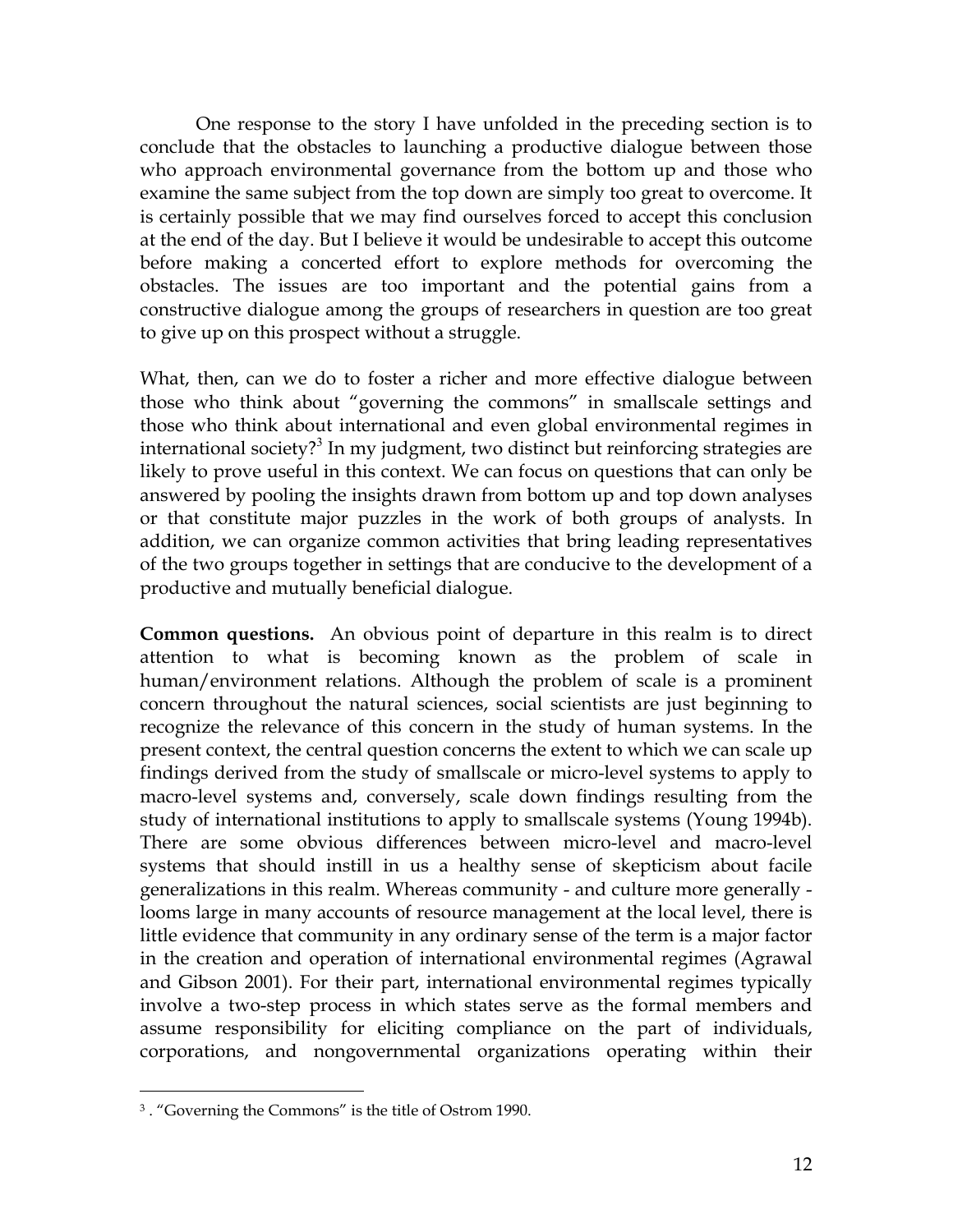One response to the story I have unfolded in the preceding section is to conclude that the obstacles to launching a productive dialogue between those who approach environmental governance from the bottom up and those who examine the same subject from the top down are simply too great to overcome. It is certainly possible that we may find ourselves forced to accept this conclusion at the end of the day. But I believe it would be undesirable to accept this outcome before making a concerted effort to explore methods for overcoming the obstacles. The issues are too important and the potential gains from a constructive dialogue among the groups of researchers in question are too great to give up on this prospect without a struggle.

What, then, can we do to foster a richer and more effective dialogue between those who think about "governing the commons" in smallscale settings and those who think about international and even global environmental regimes in international society?[3] In my judgment, two distinct but reinforcing strategies are likely to prove useful in this context. We can focus on questions that can only be answered by pooling the insights drawn from bottom up and top down analyses or that constitute major puzzles in the work of both groups of analysts. In addition, we can organize common activities that bring leading representatives of the two groups together in settings that are conducive to the development of a productive and mutually beneficial dialogue.

**Common questions.** An obvious point of departure in this realm is to direct attention to what is becoming known as the problem of scale in human/environment relations. Although the problem of scale is a prominent concern throughout the natural sciences, social scientists are just beginning to recognize the relevance of this concern in the study of human systems. In the present context, the central question concerns the extent to which we can scale up findings derived from the study of smallscale or micro-level systems to apply to macro-level systems and, conversely, scale down findings resulting from the study of international institutions to apply to smallscale systems (Young 1994b). There are some obvious differences between micro-level and macro-level systems that should instill in us a healthy sense of skepticism about facile generalizations in this realm. Whereas community - and culture more generally - looms large in many accounts of resource management at the local level, there is little evidence that community in any ordinary sense of the term is a major factor in the creation and operation of international environmental regimes (Agrawal and Gibson 2001). For their part, international environmental regimes typically involve a two-step process in which states serve as the formal members and assume responsibility for eliciting compliance on the part of individuals, corporations, and nongovernmental organizations operating within their

[3] . "Governing the Commons" is the title of Ostrom 1990.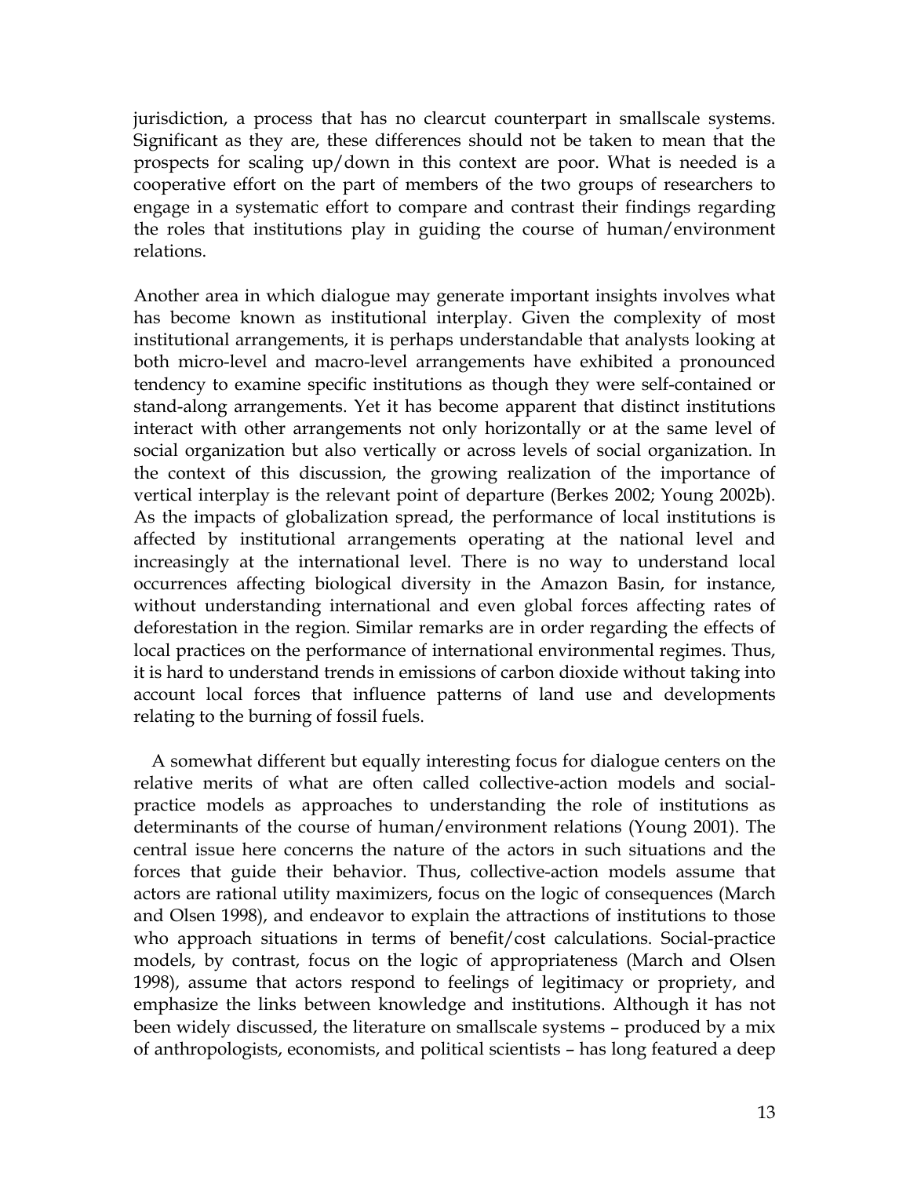jurisdiction, a process that has no clearcut counterpart in smallscale systems. Significant as they are, these differences should not be taken to mean that the prospects for scaling up/down in this context are poor. What is needed is a cooperative effort on the part of members of the two groups of researchers to engage in a systematic effort to compare and contrast their findings regarding the roles that institutions play in guiding the course of human/environment relations.

Another area in which dialogue may generate important insights involves what has become known as institutional interplay. Given the complexity of most institutional arrangements, it is perhaps understandable that analysts looking at both micro-level and macro-level arrangements have exhibited a pronounced tendency to examine specific institutions as though they were self-contained or stand-along arrangements. Yet it has become apparent that distinct institutions interact with other arrangements not only horizontally or at the same level of social organization but also vertically or across levels of social organization. In the context of this discussion, the growing realization of the importance of vertical interplay is the relevant point of departure (Berkes 2002; Young 2002b). As the impacts of globalization spread, the performance of local institutions is affected by institutional arrangements operating at the national level and increasingly at the international level. There is no way to understand local occurrences affecting biological diversity in the Amazon Basin, for instance, without understanding international and even global forces affecting rates of deforestation in the region. Similar remarks are in order regarding the effects of local practices on the performance of international environmental regimes. Thus, it is hard to understand trends in emissions of carbon dioxide without taking into account local forces that influence patterns of land use and developments relating to the burning of fossil fuels.

A somewhat different but equally interesting focus for dialogue centers on the relative merits of what are often called collective-action models and social-practice models as approaches to understanding the role of institutions as determinants of the course of human/environment relations (Young 2001). The central issue here concerns the nature of the actors in such situations and the forces that guide their behavior. Thus, collective-action models assume that actors are rational utility maximizers, focus on the logic of consequences (March and Olsen 1998), and endeavor to explain the attractions of institutions to those who approach situations in terms of benefit/cost calculations. Social-practice models, by contrast, focus on the logic of appropriateness (March and Olsen 1998), assume that actors respond to feelings of legitimacy or propriety, and emphasize the links between knowledge and institutions. Although it has not been widely discussed, the literature on smallscale systems – produced by a mix of anthropologists, economists, and political scientists – has long featured a deep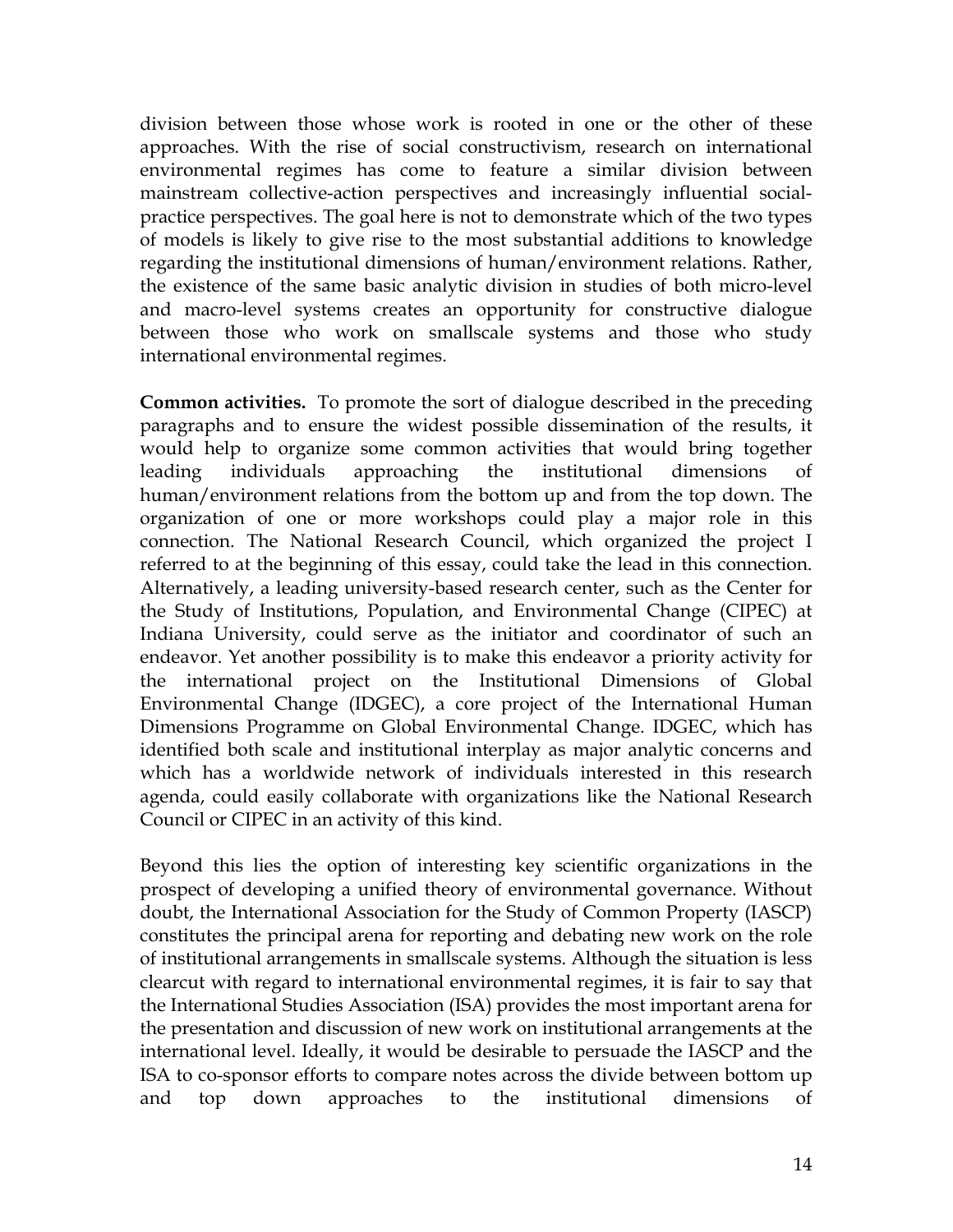division between those whose work is rooted in one or the other of these approaches. With the rise of social constructivism, research on international environmental regimes has come to feature a similar division between mainstream collective-action perspectives and increasingly influential social-practice perspectives. The goal here is not to demonstrate which of the two types of models is likely to give rise to the most substantial additions to knowledge regarding the institutional dimensions of human/environment relations. Rather, the existence of the same basic analytic division in studies of both micro-level and macro-level systems creates an opportunity for constructive dialogue between those who work on smallscale systems and those who study international environmental regimes.

**Common activities.** To promote the sort of dialogue described in the preceding paragraphs and to ensure the widest possible dissemination of the results, it would help to organize some common activities that would bring together leading individuals approaching the institutional dimensions of human/environment relations from the bottom up and from the top down. The organization of one or more workshops could play a major role in this connection. The National Research Council, which organized the project I referred to at the beginning of this essay, could take the lead in this connection. Alternatively, a leading university-based research center, such as the Center for the Study of Institutions, Population, and Environmental Change (CIPEC) at Indiana University, could serve as the initiator and coordinator of such an endeavor. Yet another possibility is to make this endeavor a priority activity for the international project on the Institutional Dimensions of Global Environmental Change (IDGEC), a core project of the International Human Dimensions Programme on Global Environmental Change. IDGEC, which has identified both scale and institutional interplay as major analytic concerns and which has a worldwide network of individuals interested in this research agenda, could easily collaborate with organizations like the National Research Council or CIPEC in an activity of this kind.

Beyond this lies the option of interesting key scientific organizations in the prospect of developing a unified theory of environmental governance. Without doubt, the International Association for the Study of Common Property (IASCP) constitutes the principal arena for reporting and debating new work on the role of institutional arrangements in smallscale systems. Although the situation is less clearcut with regard to international environmental regimes, it is fair to say that the International Studies Association (ISA) provides the most important arena for the presentation and discussion of new work on institutional arrangements at the international level. Ideally, it would be desirable to persuade the IASCP and the ISA to co-sponsor efforts to compare notes across the divide between bottom up and top down approaches to the institutional dimensions of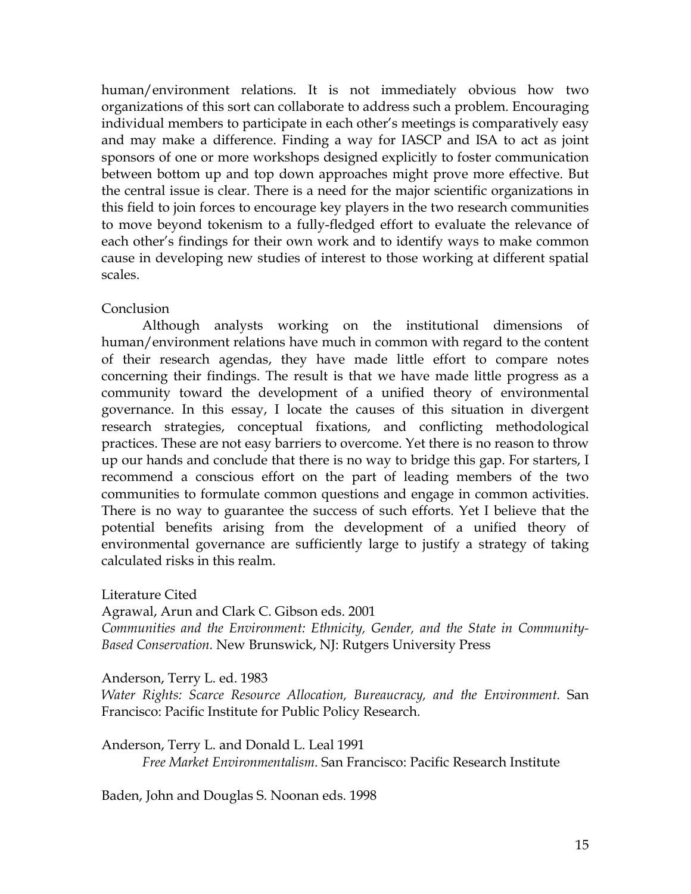human/environment relations. It is not immediately obvious how two organizations of this sort can collaborate to address such a problem. Encouraging individual members to participate in each other's meetings is comparatively easy and may make a difference. Finding a way for IASCP and ISA to act as joint sponsors of one or more workshops designed explicitly to foster communication between bottom up and top down approaches might prove more effective. But the central issue is clear. There is a need for the major scientific organizations in this field to join forces to encourage key players in the two research communities to move beyond tokenism to a fully-fledged effort to evaluate the relevance of each other's findings for their own work and to identify ways to make common cause in developing new studies of interest to those working at different spatial scales.

## Conclusion

Although analysts working on the institutional dimensions of human/environment relations have much in common with regard to the content of their research agendas, they have made little effort to compare notes concerning their findings. The result is that we have made little progress as a community toward the development of a unified theory of environmental governance. In this essay, I locate the causes of this situation in divergent research strategies, conceptual fixations, and conflicting methodological practices. These are not easy barriers to overcome. Yet there is no reason to throw up our hands and conclude that there is no way to bridge this gap. For starters, I recommend a conscious effort on the part of leading members of the two communities to formulate common questions and engage in common activities. There is no way to guarantee the success of such efforts. Yet I believe that the potential benefits arising from the development of a unified theory of environmental governance are sufficiently large to justify a strategy of taking calculated risks in this realm.

## Literature Cited

Agrawal, Arun and Clark C. Gibson eds. 2001
*Communities and the Environment: Ethnicity, Gender, and the State in Community-Based Conservation.* New Brunswick, NJ: Rutgers University Press

Anderson, Terry L. ed. 1983
*Water Rights: Scarce Resource Allocation, Bureaucracy, and the Environment.* San Francisco: Pacific Institute for Public Policy Research.

Anderson, Terry L. and Donald L. Leal 1991
*Free Market Environmentalism.* San Francisco: Pacific Research Institute

Baden, John and Douglas S. Noonan eds. 1998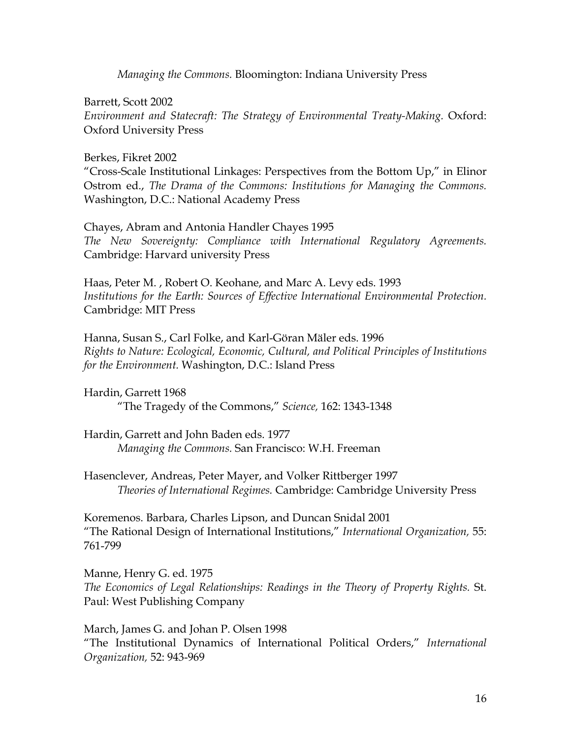*Managing the Commons.* Bloomington: Indiana University Press

Barrett, Scott 2002
*Environment and Statecraft: The Strategy of Environmental Treaty-Making.* Oxford: Oxford University Press

Berkes, Fikret 2002
"Cross-Scale Institutional Linkages: Perspectives from the Bottom Up," in Elinor Ostrom ed., *The Drama of the Commons: Institutions for Managing the Commons.* Washington, D.C.: National Academy Press

Chayes, Abram and Antonia Handler Chayes 1995
*The New Sovereignty: Compliance with International Regulatory Agreements.* Cambridge: Harvard university Press

Haas, Peter M. , Robert O. Keohane, and Marc A. Levy eds. 1993
*Institutions for the Earth: Sources of Effective International Environmental Protection.* Cambridge: MIT Press

Hanna, Susan S., Carl Folke, and Karl-Göran Mäler eds. 1996
*Rights to Nature: Ecological, Economic, Cultural, and Political Principles of Institutions for the Environment.* Washington, D.C.: Island Press

Hardin, Garrett 1968
"The Tragedy of the Commons," *Science,* 162: 1343-1348

Hardin, Garrett and John Baden eds. 1977
*Managing the Commons.* San Francisco: W.H. Freeman

Hasenclever, Andreas, Peter Mayer, and Volker Rittberger 1997
*Theories of International Regimes.* Cambridge: Cambridge University Press

Koremenos. Barbara, Charles Lipson, and Duncan Snidal 2001
"The Rational Design of International Institutions," *International Organization,* 55: 761-799

Manne, Henry G. ed. 1975
*The Economics of Legal Relationships: Readings in the Theory of Property Rights.* St. Paul: West Publishing Company

March, James G. and Johan P. Olsen 1998
"The Institutional Dynamics of International Political Orders," *International Organization,* 52: 943-969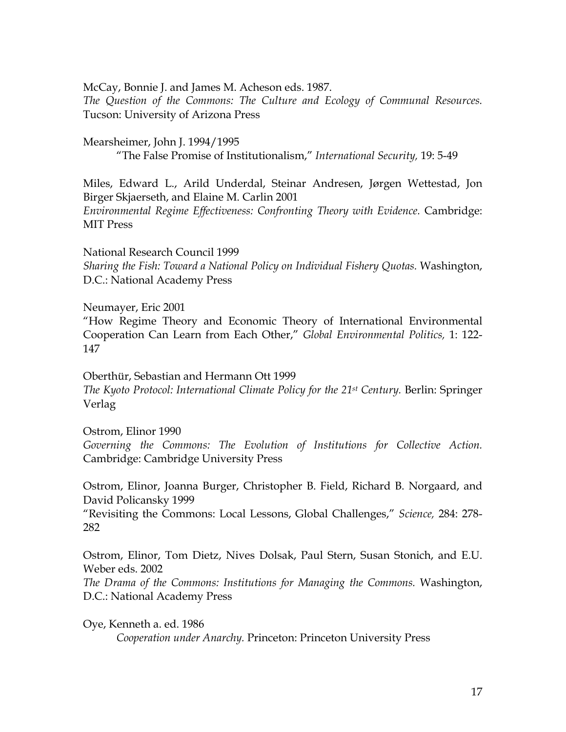McCay, Bonnie J. and James M. Acheson eds. 1987.
*The Question of the Commons: The Culture and Ecology of Communal Resources.* Tucson: University of Arizona Press

Mearsheimer, John J. 1994/1995
"The False Promise of Institutionalism," *International Security,* 19: 5-49

Miles, Edward L., Arild Underdal, Steinar Andresen, Jørgen Wettestad, Jon Birger Skjaerseth, and Elaine M. Carlin 2001
*Environmental Regime Effectiveness: Confronting Theory with Evidence.* Cambridge: MIT Press

National Research Council 1999
*Sharing the Fish: Toward a National Policy on Individual Fishery Quotas.* Washington, D.C.: National Academy Press

Neumayer, Eric 2001
"How Regime Theory and Economic Theory of International Environmental Cooperation Can Learn from Each Other," *Global Environmental Politics,* 1: 122-147

Oberthür, Sebastian and Hermann Ott 1999
*The Kyoto Protocol: International Climate Policy for the 21st Century.* Berlin: Springer Verlag

Ostrom, Elinor 1990
*Governing the Commons: The Evolution of Institutions for Collective Action.* Cambridge: Cambridge University Press

Ostrom, Elinor, Joanna Burger, Christopher B. Field, Richard B. Norgaard, and David Policansky 1999
"Revisiting the Commons: Local Lessons, Global Challenges," *Science,* 284: 278-282

Ostrom, Elinor, Tom Dietz, Nives Dolsak, Paul Stern, Susan Stonich, and E.U. Weber eds. 2002
*The Drama of the Commons: Institutions for Managing the Commons.* Washington, D.C.: National Academy Press

Oye, Kenneth a. ed. 1986
*Cooperation under Anarchy.* Princeton: Princeton University Press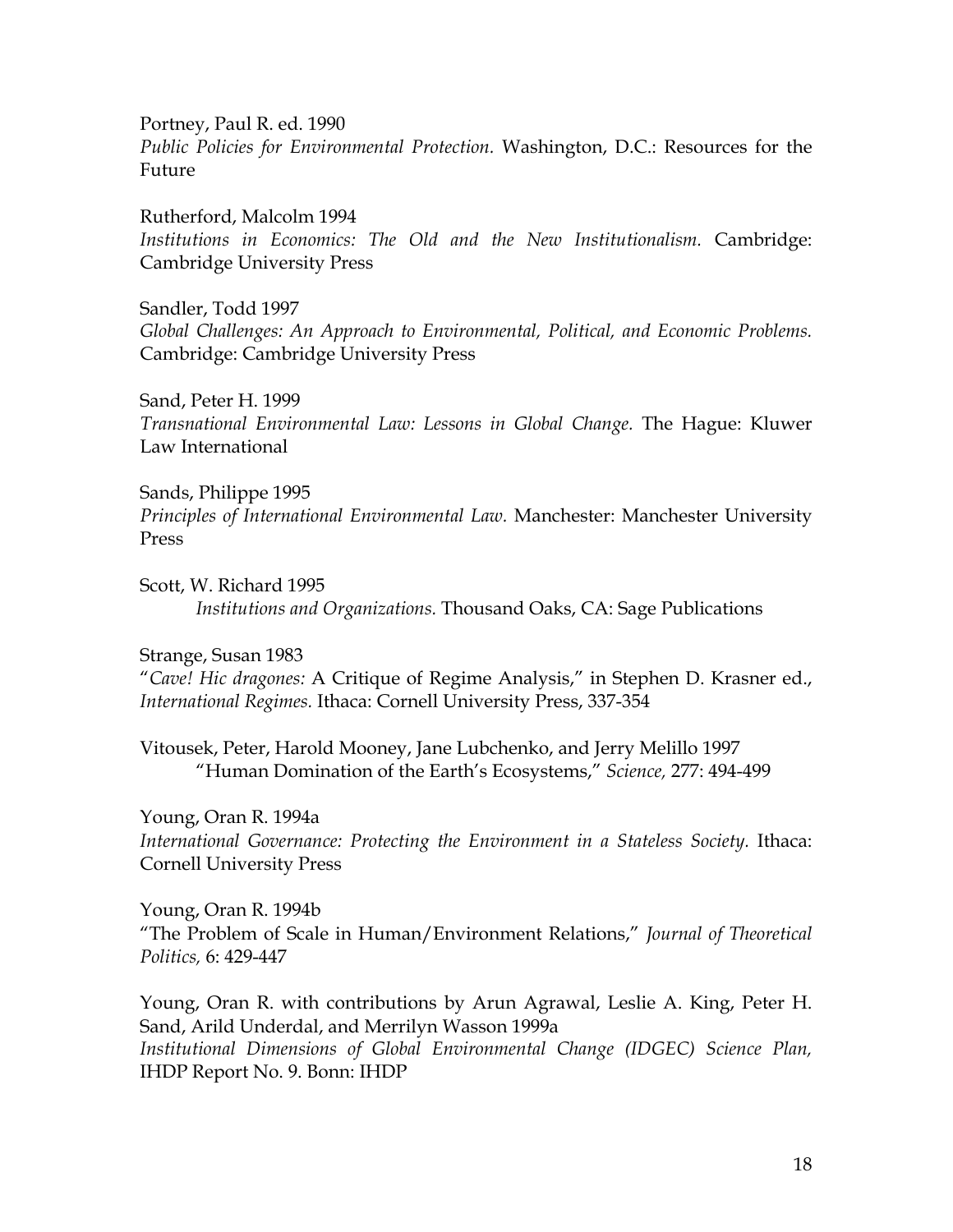Portney, Paul R. ed. 1990
*Public Policies for Environmental Protection.* Washington, D.C.: Resources for the Future

Rutherford, Malcolm 1994
*Institutions in Economics: The Old and the New Institutionalism.* Cambridge: Cambridge University Press

Sandler, Todd 1997
*Global Challenges: An Approach to Environmental, Political, and Economic Problems.* Cambridge: Cambridge University Press

Sand, Peter H. 1999
*Transnational Environmental Law: Lessons in Global Change.* The Hague: Kluwer Law International

Sands, Philippe 1995
*Principles of International Environmental Law.* Manchester: Manchester University Press

Scott, W. Richard 1995
*Institutions and Organizations.* Thousand Oaks, CA: Sage Publications

Strange, Susan 1983
"*Cave! Hic dragones:* A Critique of Regime Analysis," in Stephen D. Krasner ed., *International Regimes.* Ithaca: Cornell University Press, 337-354

Vitousek, Peter, Harold Mooney, Jane Lubchenko, and Jerry Melillo 1997
"Human Domination of the Earth's Ecosystems," *Science,* 277: 494-499

Young, Oran R. 1994a
*International Governance: Protecting the Environment in a Stateless Society.* Ithaca: Cornell University Press

Young, Oran R. 1994b
"The Problem of Scale in Human/Environment Relations," *Journal of Theoretical Politics,* 6: 429-447

Young, Oran R. with contributions by Arun Agrawal, Leslie A. King, Peter H. Sand, Arild Underdal, and Merrilyn Wasson 1999a
*Institutional Dimensions of Global Environmental Change (IDGEC) Science Plan,* IHDP Report No. 9. Bonn: IHDP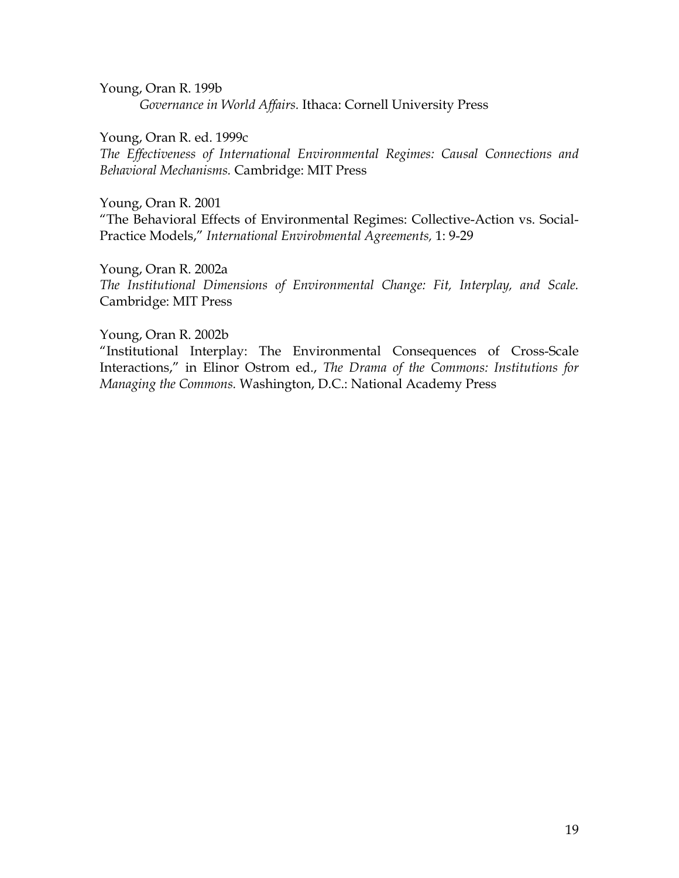Young, Oran R. 199b

*Governance in World Affairs.* Ithaca: Cornell University Press

Young, Oran R. ed. 1999c

*The Effectiveness of International Environmental Regimes: Causal Connections and Behavioral Mechanisms.* Cambridge: MIT Press

Young, Oran R. 2001

"The Behavioral Effects of Environmental Regimes: Collective-Action vs. Social-Practice Models," *International Envirobmental Agreements,* 1: 9-29

Young, Oran R. 2002a

*The Institutional Dimensions of Environmental Change: Fit, Interplay, and Scale.* Cambridge: MIT Press

Young, Oran R. 2002b

"Institutional Interplay: The Environmental Consequences of Cross-Scale Interactions," in Elinor Ostrom ed., *The Drama of the Commons: Institutions for Managing the Commons.* Washington, D.C.: National Academy Press